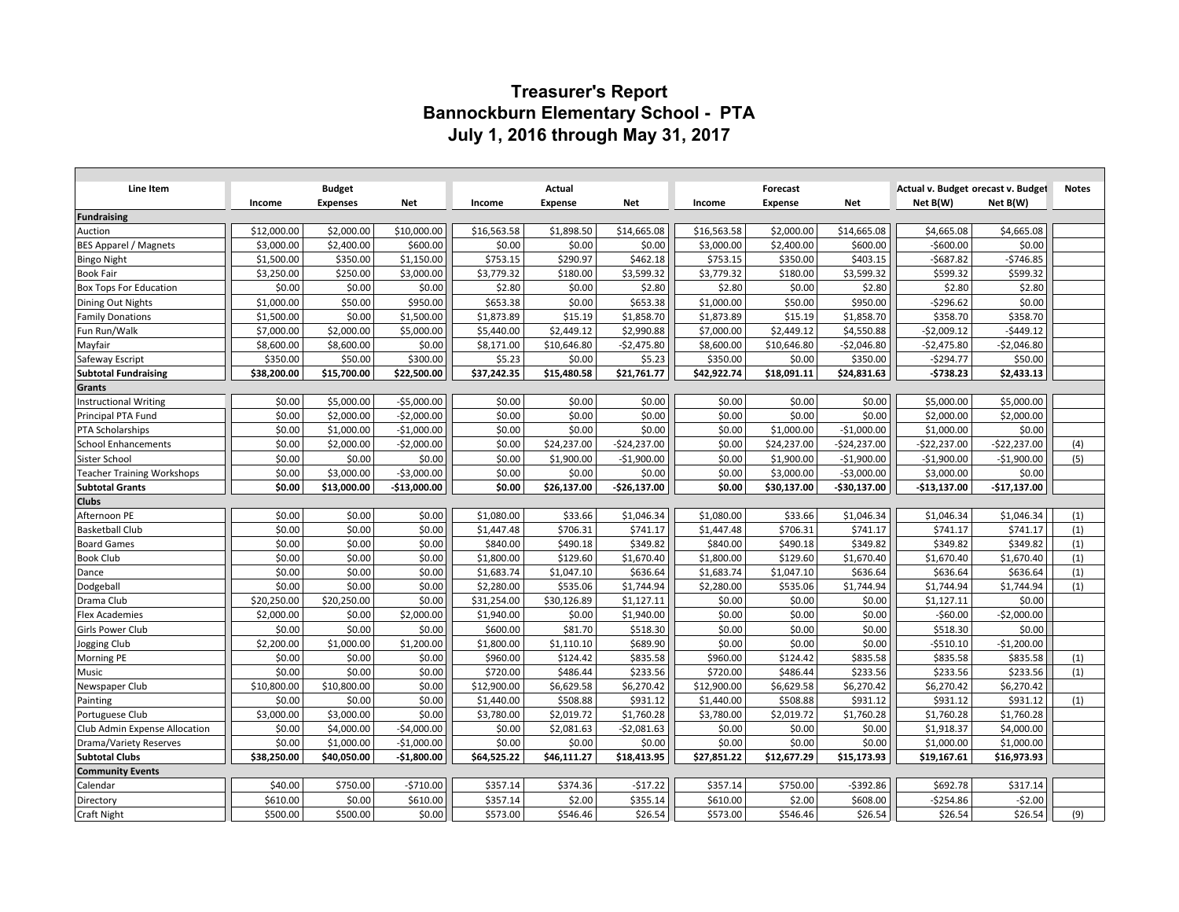# Treasurer's Report
# Bannockburn Elementary School - PTA
# July 1, 2016 through May 31, 2017

| Line Item | Budget | | | Actual | | | Forecast | | | Actual v. Budget | Forecast v. Budget | Notes |
|---|---|---|---|---|---|---|---|---|---|---|---|---|
| | Income | Expenses | Net | Income | Expense | Net | Income | Expense | Net | Net B(W) | Net B(W) | |
| **Fundraising** | | | | | | | | | | | | |
| Auction | $12,000.00 | $2,000.00 | $10,000.00 | $16,563.58 | $1,898.50 | $14,665.08 | $16,563.58 | $2,000.00 | $14,665.08 | $4,665.08 | $4,665.08 | |
| BES Apparel / Magnets | $3,000.00 | $2,400.00 | $600.00 | $0.00 | $0.00 | $0.00 | $3,000.00 | $2,400.00 | $600.00 | -$600.00 | $0.00 | |
| Bingo Night | $1,500.00 | $350.00 | $1,150.00 | $753.15 | $290.97 | $462.18 | $753.15 | $350.00 | $403.15 | -$687.82 | -$746.85 | |
| Book Fair | $3,250.00 | $250.00 | $3,000.00 | $3,779.32 | $180.00 | $3,599.32 | $3,779.32 | $180.00 | $3,599.32 | $599.32 | $599.32 | |
| Box Tops For Education | $0.00 | $0.00 | $0.00 | $2.80 | $0.00 | $2.80 | $2.80 | $0.00 | $2.80 | $2.80 | $2.80 | |
| Dining Out Nights | $1,000.00 | $50.00 | $950.00 | $653.38 | $0.00 | $653.38 | $1,000.00 | $50.00 | $950.00 | -$296.62 | $0.00 | |
| Family Donations | $1,500.00 | $0.00 | $1,500.00 | $1,873.89 | $15.19 | $1,858.70 | $1,873.89 | $15.19 | $1,858.70 | $358.70 | $358.70 | |
| Fun Run/Walk | $7,000.00 | $2,000.00 | $5,000.00 | $5,440.00 | $2,449.12 | $2,990.88 | $7,000.00 | $2,449.12 | $4,550.88 | -$2,009.12 | -$449.12 | |
| Mayfair | $8,600.00 | $8,600.00 | $0.00 | $8,171.00 | $10,646.80 | -$2,475.80 | $8,600.00 | $10,646.80 | -$2,046.80 | -$2,475.80 | -$2,046.80 | |
| Safeway Escript | $350.00 | $50.00 | $300.00 | $5.23 | $0.00 | $5.23 | $350.00 | $0.00 | $350.00 | -$294.77 | $50.00 | |
| **Subtotal Fundraising** | **$38,200.00** | **$15,700.00** | **$22,500.00** | **$37,242.35** | **$15,480.58** | **$21,761.77** | **$42,922.74** | **$18,091.11** | **$24,831.63** | **-$738.23** | **$2,433.13** | |
| **Grants** | | | | | | | | | | | | |
| Instructional Writing | $0.00 | $5,000.00 | -$5,000.00 | $0.00 | $0.00 | $0.00 | $0.00 | $0.00 | $0.00 | $5,000.00 | $5,000.00 | |
| Principal PTA Fund | $0.00 | $2,000.00 | -$2,000.00 | $0.00 | $0.00 | $0.00 | $0.00 | $0.00 | $0.00 | $2,000.00 | $2,000.00 | |
| PTA Scholarships | $0.00 | $1,000.00 | -$1,000.00 | $0.00 | $0.00 | $0.00 | $0.00 | $1,000.00 | -$1,000.00 | $1,000.00 | $0.00 | |
| School Enhancements | $0.00 | $2,000.00 | -$2,000.00 | $0.00 | $24,237.00 | -$24,237.00 | $0.00 | $24,237.00 | -$24,237.00 | -$22,237.00 | -$22,237.00 | (4) |
| Sister School | $0.00 | $0.00 | $0.00 | $0.00 | $1,900.00 | -$1,900.00 | $0.00 | $1,900.00 | -$1,900.00 | -$1,900.00 | -$1,900.00 | (5) |
| Teacher Training Workshops | $0.00 | $3,000.00 | -$3,000.00 | $0.00 | $0.00 | $0.00 | $0.00 | $3,000.00 | -$3,000.00 | $3,000.00 | $0.00 | |
| **Subtotal Grants** | **$0.00** | **$13,000.00** | **-$13,000.00** | **$0.00** | **$26,137.00** | **-$26,137.00** | **$0.00** | **$30,137.00** | **-$30,137.00** | **-$13,137.00** | **-$17,137.00** | |
| **Clubs** | | | | | | | | | | | | |
| Afternoon PE | $0.00 | $0.00 | $0.00 | $1,080.00 | $33.66 | $1,046.34 | $1,080.00 | $33.66 | $1,046.34 | $1,046.34 | $1,046.34 | (1) |
| Basketball Club | $0.00 | $0.00 | $0.00 | $1,447.48 | $706.31 | $741.17 | $1,447.48 | $706.31 | $741.17 | $741.17 | $741.17 | (1) |
| Board Games | $0.00 | $0.00 | $0.00 | $840.00 | $490.18 | $349.82 | $840.00 | $490.18 | $349.82 | $349.82 | $349.82 | (1) |
| Book Club | $0.00 | $0.00 | $0.00 | $1,800.00 | $129.60 | $1,670.40 | $1,800.00 | $129.60 | $1,670.40 | $1,670.40 | $1,670.40 | (1) |
| Dance | $0.00 | $0.00 | $0.00 | $1,683.74 | $1,047.10 | $636.64 | $1,683.74 | $1,047.10 | $636.64 | $636.64 | $636.64 | (1) |
| Dodgeball | $0.00 | $0.00 | $0.00 | $2,280.00 | $535.06 | $1,744.94 | $2,280.00 | $535.06 | $1,744.94 | $1,744.94 | $1,744.94 | (1) |
| Drama Club | $20,250.00 | $20,250.00 | $0.00 | $31,254.00 | $30,126.89 | $1,127.11 | $0.00 | $0.00 | $0.00 | $1,127.11 | $0.00 | |
| Flex Academies | $2,000.00 | $0.00 | $2,000.00 | $1,940.00 | $0.00 | $1,940.00 | $0.00 | $0.00 | $0.00 | -$60.00 | -$2,000.00 | |
| Girls Power Club | $0.00 | $0.00 | $0.00 | $600.00 | $81.70 | $518.30 | $0.00 | $0.00 | $0.00 | $518.30 | $0.00 | |
| Jogging Club | $2,200.00 | $1,000.00 | $1,200.00 | $1,800.00 | $1,110.10 | $689.90 | $0.00 | $0.00 | $0.00 | -$510.10 | -$1,200.00 | |
| Morning PE | $0.00 | $0.00 | $0.00 | $960.00 | $124.42 | $835.58 | $960.00 | $124.42 | $835.58 | $835.58 | $835.58 | (1) |
| Music | $0.00 | $0.00 | $0.00 | $720.00 | $486.44 | $233.56 | $720.00 | $486.44 | $233.56 | $233.56 | $233.56 | (1) |
| Newspaper Club | $10,800.00 | $10,800.00 | $0.00 | $12,900.00 | $6,629.58 | $6,270.42 | $12,900.00 | $6,629.58 | $6,270.42 | $6,270.42 | $6,270.42 | |
| Painting | $0.00 | $0.00 | $0.00 | $1,440.00 | $508.88 | $931.12 | $1,440.00 | $508.88 | $931.12 | $931.12 | $931.12 | (1) |
| Portuguese Club | $3,000.00 | $3,000.00 | $0.00 | $3,780.00 | $2,019.72 | $1,760.28 | $3,780.00 | $2,019.72 | $1,760.28 | $1,760.28 | $1,760.28 | |
| Club Admin Expense Allocation | $0.00 | $4,000.00 | -$4,000.00 | $0.00 | $2,081.63 | -$2,081.63 | $0.00 | $0.00 | $0.00 | $1,918.37 | $4,000.00 | |
| Drama/Variety Reserves | $0.00 | $1,000.00 | -$1,000.00 | $0.00 | $0.00 | $0.00 | $0.00 | $0.00 | $0.00 | $1,000.00 | $1,000.00 | |
| **Subtotal Clubs** | **$38,250.00** | **$40,050.00** | **-$1,800.00** | **$64,525.22** | **$46,111.27** | **$18,413.95** | **$27,851.22** | **$12,677.29** | **$15,173.93** | **$19,167.61** | **$16,973.93** | |
| **Community Events** | | | | | | | | | | | | |
| Calendar | $40.00 | $750.00 | -$710.00 | $357.14 | $374.36 | -$17.22 | $357.14 | $750.00 | -$392.86 | $692.78 | $317.14 | |
| Directory | $610.00 | $0.00 | $610.00 | $357.14 | $2.00 | $355.14 | $610.00 | $2.00 | $608.00 | -$254.86 | -$2.00 | |
| Craft Night | $500.00 | $500.00 | $0.00 | $573.00 | $546.46 | $26.54 | $573.00 | $546.46 | $26.54 | $26.54 | $26.54 | (9) |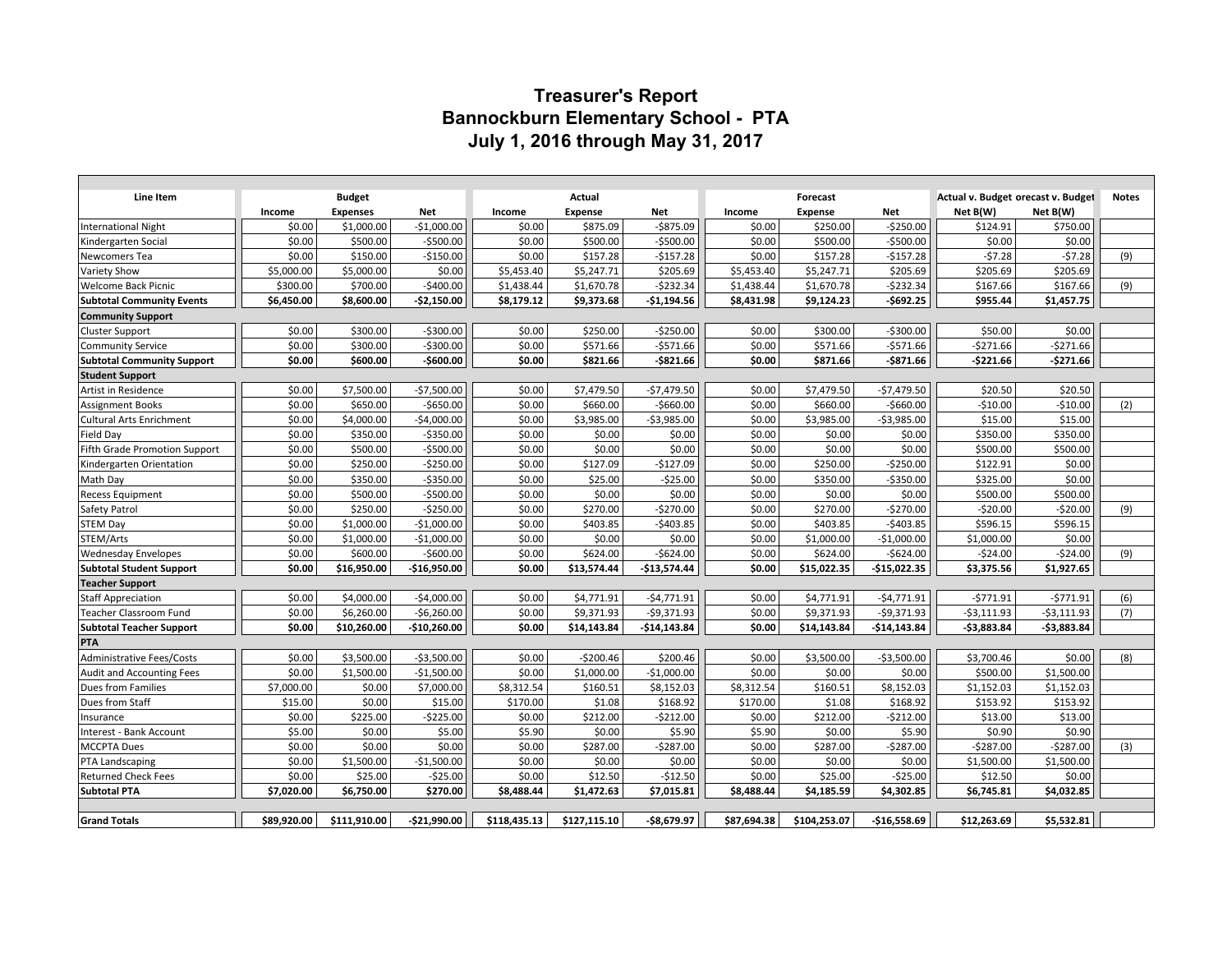# Treasurer's Report
# Bannockburn Elementary School - PTA
# July 1, 2016 through May 31, 2017

| Line Item | Budget | | | Actual | | | Forecast | | | Actual v. Budget | orecast v. Budget | Notes |
|---|---|---|---|---|---|---|---|---|---|---|---|---|
| | Income | Expenses | Net | Income | Expense | Net | Income | Expense | Net | Net B(W) | Net B(W) | |
| International Night | $0.00 | $1,000.00 | -$1,000.00 | $0.00 | $875.09 | -$875.09 | $0.00 | $250.00 | -$250.00 | $124.91 | $750.00 | |
| Kindergarten Social | $0.00 | $500.00 | -$500.00 | $0.00 | $500.00 | -$500.00 | $0.00 | $500.00 | -$500.00 | $0.00 | $0.00 | |
| Newcomers Tea | $0.00 | $150.00 | -$150.00 | $0.00 | $157.28 | -$157.28 | $0.00 | $157.28 | -$157.28 | -$7.28 | -$7.28 | (9) |
| Variety Show | $5,000.00 | $5,000.00 | $0.00 | $5,453.40 | $5,247.71 | $205.69 | $5,453.40 | $5,247.71 | $205.69 | $205.69 | $205.69 | |
| Welcome Back Picnic | $300.00 | $700.00 | -$400.00 | $1,438.44 | $1,670.78 | -$232.34 | $1,438.44 | $1,670.78 | -$232.34 | $167.66 | $167.66 | (9) |
| **Subtotal Community Events** | **$6,450.00** | **$8,600.00** | **-$2,150.00** | **$8,179.12** | **$9,373.68** | **-$1,194.56** | **$8,431.98** | **$9,124.23** | **-$692.25** | **$955.44** | **$1,457.75** | |
| **Community Support** | | | | | | | | | | | | |
| Cluster Support | $0.00 | $300.00 | -$300.00 | $0.00 | $250.00 | -$250.00 | $0.00 | $300.00 | -$300.00 | $50.00 | $0.00 | |
| Community Service | $0.00 | $300.00 | -$300.00 | $0.00 | $571.66 | -$571.66 | $0.00 | $571.66 | -$571.66 | -$271.66 | -$271.66 | |
| **Subtotal Community Support** | **$0.00** | **$600.00** | **-$600.00** | **$0.00** | **$821.66** | **-$821.66** | **$0.00** | **$871.66** | **-$871.66** | **-$221.66** | **-$271.66** | |
| **Student Support** | | | | | | | | | | | | |
| Artist in Residence | $0.00 | $7,500.00 | -$7,500.00 | $0.00 | $7,479.50 | -$7,479.50 | $0.00 | $7,479.50 | -$7,479.50 | $20.50 | $20.50 | |
| Assignment Books | $0.00 | $650.00 | -$650.00 | $0.00 | $660.00 | -$660.00 | $0.00 | $660.00 | -$660.00 | -$10.00 | -$10.00 | (2) |
| Cultural Arts Enrichment | $0.00 | $4,000.00 | -$4,000.00 | $0.00 | $3,985.00 | -$3,985.00 | $0.00 | $3,985.00 | -$3,985.00 | $15.00 | $15.00 | |
| Field Day | $0.00 | $350.00 | -$350.00 | $0.00 | $0.00 | $0.00 | $0.00 | $0.00 | $0.00 | $350.00 | $350.00 | |
| Fifth Grade Promotion Support | $0.00 | $500.00 | -$500.00 | $0.00 | $0.00 | $0.00 | $0.00 | $0.00 | $0.00 | $500.00 | $500.00 | |
| Kindergarten Orientation | $0.00 | $250.00 | -$250.00 | $0.00 | $127.09 | -$127.09 | $0.00 | $250.00 | -$250.00 | $122.91 | $0.00 | |
| Math Day | $0.00 | $350.00 | -$350.00 | $0.00 | $25.00 | -$25.00 | $0.00 | $350.00 | -$350.00 | $325.00 | $0.00 | |
| Recess Equipment | $0.00 | $500.00 | -$500.00 | $0.00 | $0.00 | $0.00 | $0.00 | $0.00 | $0.00 | $500.00 | $500.00 | |
| Safety Patrol | $0.00 | $250.00 | -$250.00 | $0.00 | $270.00 | -$270.00 | $0.00 | $270.00 | -$270.00 | -$20.00 | -$20.00 | (9) |
| STEM Day | $0.00 | $1,000.00 | -$1,000.00 | $0.00 | $403.85 | -$403.85 | $0.00 | $403.85 | -$403.85 | $596.15 | $596.15 | |
| STEM/Arts | $0.00 | $1,000.00 | -$1,000.00 | $0.00 | $0.00 | $0.00 | $0.00 | $1,000.00 | -$1,000.00 | $1,000.00 | $0.00 | |
| Wednesday Envelopes | $0.00 | $600.00 | -$600.00 | $0.00 | $624.00 | -$624.00 | $0.00 | $624.00 | -$624.00 | -$24.00 | -$24.00 | (9) |
| **Subtotal Student Support** | **$0.00** | **$16,950.00** | **-$16,950.00** | **$0.00** | **$13,574.44** | **-$13,574.44** | **$0.00** | **$15,022.35** | **-$15,022.35** | **$3,375.56** | **$1,927.65** | |
| **Teacher Support** | | | | | | | | | | | | |
| Staff Appreciation | $0.00 | $4,000.00 | -$4,000.00 | $0.00 | $4,771.91 | -$4,771.91 | $0.00 | $4,771.91 | -$4,771.91 | -$771.91 | -$771.91 | (6) |
| Teacher Classroom Fund | $0.00 | $6,260.00 | -$6,260.00 | $0.00 | $9,371.93 | -$9,371.93 | $0.00 | $9,371.93 | -$9,371.93 | -$3,111.93 | -$3,111.93 | (7) |
| **Subtotal Teacher Support** | **$0.00** | **$10,260.00** | **-$10,260.00** | **$0.00** | **$14,143.84** | **-$14,143.84** | **$0.00** | **$14,143.84** | **-$14,143.84** | **-$3,883.84** | **-$3,883.84** | |
| **PTA** | | | | | | | | | | | | |
| Administrative Fees/Costs | $0.00 | $3,500.00 | -$3,500.00 | $0.00 | -$200.46 | $200.46 | $0.00 | $3,500.00 | -$3,500.00 | $3,700.46 | $0.00 | (8) |
| Audit and Accounting Fees | $0.00 | $1,500.00 | -$1,500.00 | $0.00 | $1,000.00 | -$1,000.00 | $0.00 | $0.00 | $0.00 | $500.00 | $1,500.00 | |
| Dues from Families | $7,000.00 | $0.00 | $7,000.00 | $8,312.54 | $160.51 | $8,152.03 | $8,312.54 | $160.51 | $8,152.03 | $1,152.03 | $1,152.03 | |
| Dues from Staff | $15.00 | $0.00 | $15.00 | $170.00 | $1.08 | $168.92 | $170.00 | $1.08 | $168.92 | $153.92 | $153.92 | |
| Insurance | $0.00 | $225.00 | -$225.00 | $0.00 | $212.00 | -$212.00 | $0.00 | $212.00 | -$212.00 | $13.00 | $13.00 | |
| Interest - Bank Account | $5.00 | $0.00 | $5.00 | $5.90 | $0.00 | $5.90 | $5.90 | $0.00 | $5.90 | $0.90 | $0.90 | |
| MCCPTA Dues | $0.00 | $0.00 | $0.00 | $0.00 | $287.00 | -$287.00 | $0.00 | $287.00 | -$287.00 | -$287.00 | -$287.00 | (3) |
| PTA Landscaping | $0.00 | $1,500.00 | -$1,500.00 | $0.00 | $0.00 | $0.00 | $0.00 | $0.00 | $0.00 | $1,500.00 | $1,500.00 | |
| Returned Check Fees | $0.00 | $25.00 | -$25.00 | $0.00 | $12.50 | -$12.50 | $0.00 | $25.00 | -$25.00 | $12.50 | $0.00 | |
| **Subtotal PTA** | **$7,020.00** | **$6,750.00** | **$270.00** | **$8,488.44** | **$1,472.63** | **$7,015.81** | **$8,488.44** | **$4,185.59** | **$4,302.85** | **$6,745.81** | **$4,032.85** | |
| | | | | | | | | | | | | |
| **Grand Totals** | **$89,920.00** | **$111,910.00** | **-$21,990.00** | **$118,435.13** | **$127,115.10** | **-$8,679.97** | **$87,694.38** | **$104,253.07** | **-$16,558.69** | **$12,263.69** | **$5,532.81** | |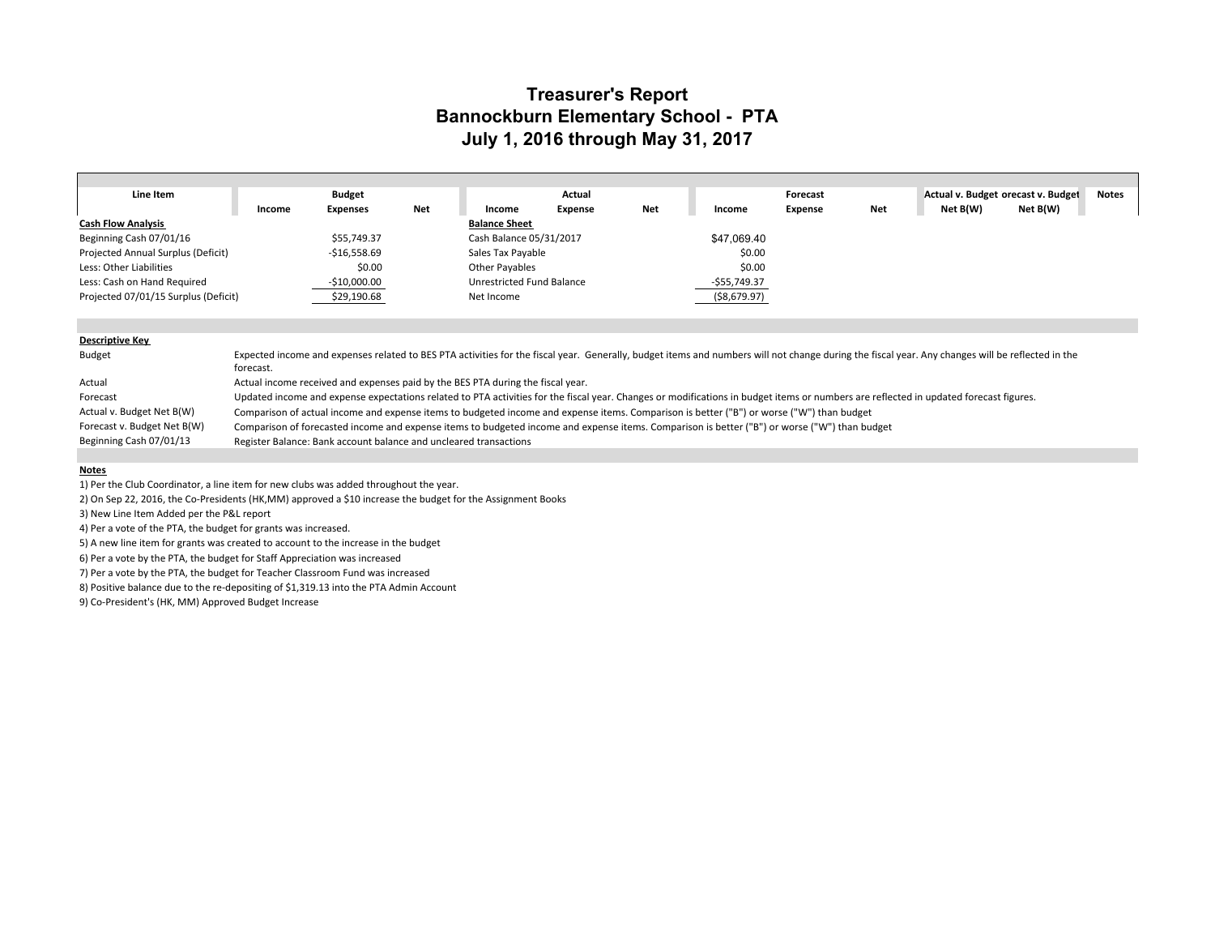# Treasurer's Report
# Bannockburn Elementary School - PTA
# July 1, 2016 through May 31, 2017

| Line Item | Budget | | | Actual | | | Forecast | | | Actual v. Budget | Forecast v. Budget | Notes |
|---|---|---|---|---|---|---|---|---|---|---|---|---|
| | Income | Expenses | Net | Income | Expense | Net | Income | Expense | Net | Net B(W) | Net B(W) | |
| **Cash Flow Analysis** | | | | **Balance Sheet** | | | | | | | | |
| Beginning Cash 07/01/16 | | $55,749.37 | | Cash Balance 05/31/2017 | | | $47,069.40 | | | | | |
| Projected Annual Surplus (Deficit) | | -$16,558.69 | | Sales Tax Payable | | | $0.00 | | | | | |
| Less: Other Liabilities | | $0.00 | | Other Payables | | | $0.00 | | | | | |
| Less: Cash on Hand Required | | -$10,000.00 | | Unrestricted Fund Balance | | | -$55,749.37 | | | | | |
| Projected 07/01/15 Surplus (Deficit) | | $29,190.68 | | Net Income | | | ($8,679.97) | | | | | |

**Descriptive Key**

| | |
|---|---|
| Budget | Expected income and expenses related to BES PTA activities for the fiscal year. Generally, budget items and numbers will not change during the fiscal year. Any changes will be reflected in the forecast. |
| Actual | Actual income received and expenses paid by the BES PTA during the fiscal year. |
| Forecast | Updated income and expense expectations related to PTA activities for the fiscal year. Changes or modifications in budget items or numbers are reflected in updated forecast figures. |
| Actual v. Budget Net B(W) | Comparison of actual income and expense items to budgeted income and expense items. Comparison is better ("B") or worse ("W") than budget |
| Forecast v. Budget Net B(W) | Comparison of forecasted income and expense items to budgeted income and expense items. Comparison is better ("B") or worse ("W") than budget |
| Beginning Cash 07/01/13 | Register Balance: Bank account balance and uncleared transactions |

**Notes**

1) Per the Club Coordinator, a line item for new clubs was added throughout the year.
2) On Sep 22, 2016, the Co-Presidents (HK,MM) approved a $10 increase the budget for the Assignment Books
3) New Line Item Added per the P&L report
4) Per a vote of the PTA, the budget for grants was increased.
5) A new line item for grants was created to account to the increase in the budget
6) Per a vote by the PTA, the budget for Staff Appreciation was increased
7) Per a vote by the PTA, the budget for Teacher Classroom Fund was increased
8) Positive balance due to the re-depositing of $1,319.13 into the PTA Admin Account
9) Co-President's (HK, MM) Approved Budget Increase